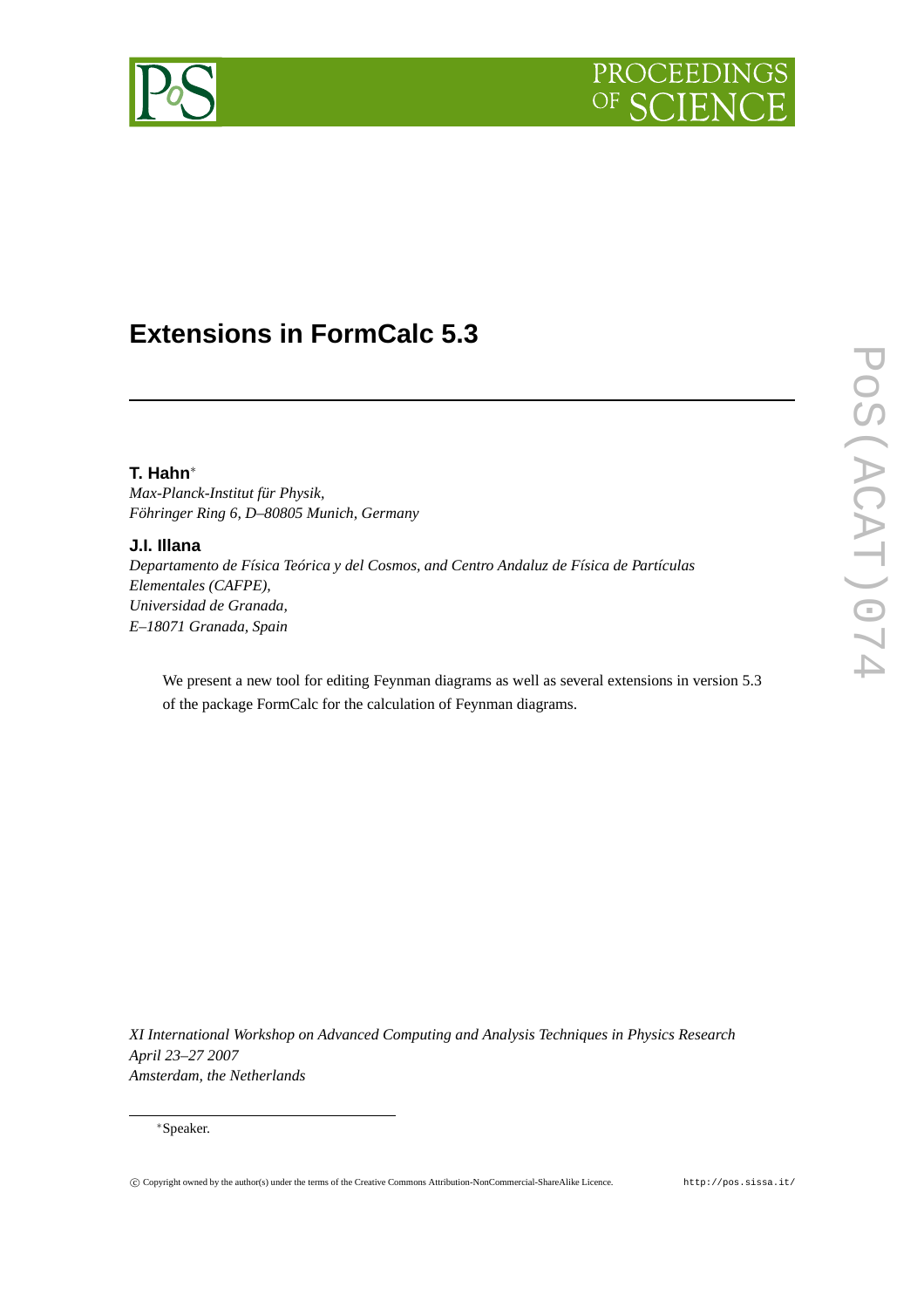# Extensions in FormCalc 5.3

**T. Hahn***

*Max-Planck-Institut für Physik,*
*Föhringer Ring 6, D–80805 Munich, Germany*

**J.I. Illana**

*Departamento de Física Teórica y del Cosmos, and Centro Andaluz de Física de Partículas Elementales (CAFPE),*
*Universidad de Granada,*
*E–18071 Granada, Spain*

We present a new tool for editing Feynman diagrams as well as several extensions in version 5.3 of the package FormCalc for the calculation of Feynman diagrams.

*XI International Workshop on Advanced Computing and Analysis Techniques in Physics Research*
*April 23–27 2007*
*Amsterdam, the Netherlands*

*Speaker.

© Copyright owned by the author(s) under the terms of the Creative Commons Attribution-NonCommercial-ShareAlike Licence. http://pos.sissa.it/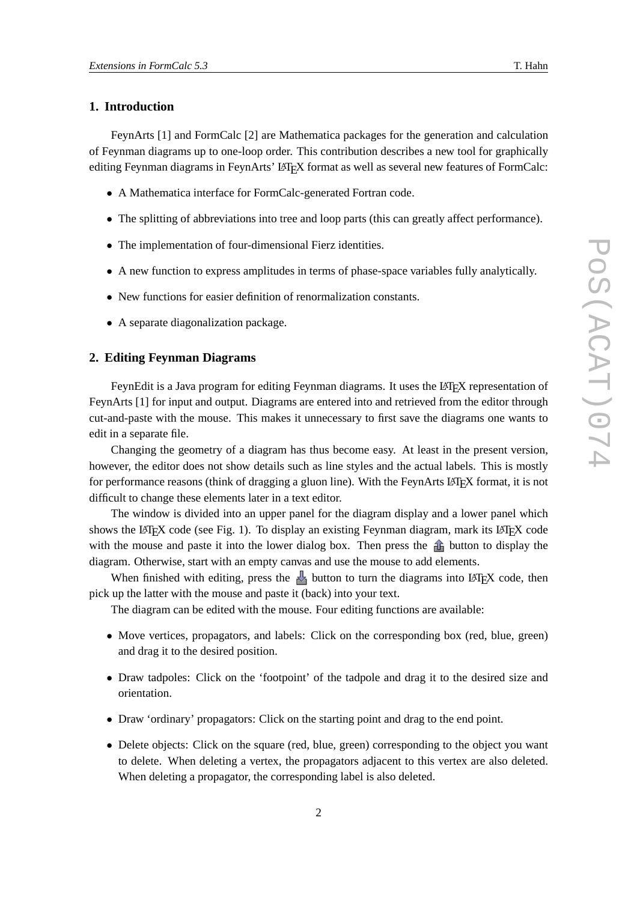## 1. Introduction

FeynArts [1] and FormCalc [2] are Mathematica packages for the generation and calculation of Feynman diagrams up to one-loop order. This contribution describes a new tool for graphically editing Feynman diagrams in FeynArts' LaTeX format as well as several new features of FormCalc:

- A Mathematica interface for FormCalc-generated Fortran code.
- The splitting of abbreviations into tree and loop parts (this can greatly affect performance).
- The implementation of four-dimensional Fierz identities.
- A new function to express amplitudes in terms of phase-space variables fully analytically.
- New functions for easier definition of renormalization constants.
- A separate diagonalization package.

## 2. Editing Feynman Diagrams

FeynEdit is a Java program for editing Feynman diagrams. It uses the LaTeX representation of FeynArts [1] for input and output. Diagrams are entered into and retrieved from the editor through cut-and-paste with the mouse. This makes it unnecessary to first save the diagrams one wants to edit in a separate file.

Changing the geometry of a diagram has thus become easy. At least in the present version, however, the editor does not show details such as line styles and the actual labels. This is mostly for performance reasons (think of dragging a gluon line). With the FeynArts LaTeX format, it is not difficult to change these elements later in a text editor.

The window is divided into an upper panel for the diagram display and a lower panel which shows the LaTeX code (see Fig. 1). To display an existing Feynman diagram, mark its LaTeX code with the mouse and paste it into the lower dialog box. Then press the button to display the diagram. Otherwise, start with an empty canvas and use the mouse to add elements.

When finished with editing, press the button to turn the diagrams into LaTeX code, then pick up the latter with the mouse and paste it (back) into your text.

The diagram can be edited with the mouse. Four editing functions are available:

- Move vertices, propagators, and labels: Click on the corresponding box (red, blue, green) and drag it to the desired position.
- Draw tadpoles: Click on the 'footpoint' of the tadpole and drag it to the desired size and orientation.
- Draw 'ordinary' propagators: Click on the starting point and drag to the end point.
- Delete objects: Click on the square (red, blue, green) corresponding to the object you want to delete. When deleting a vertex, the propagators adjacent to this vertex are also deleted. When deleting a propagator, the corresponding label is also deleted.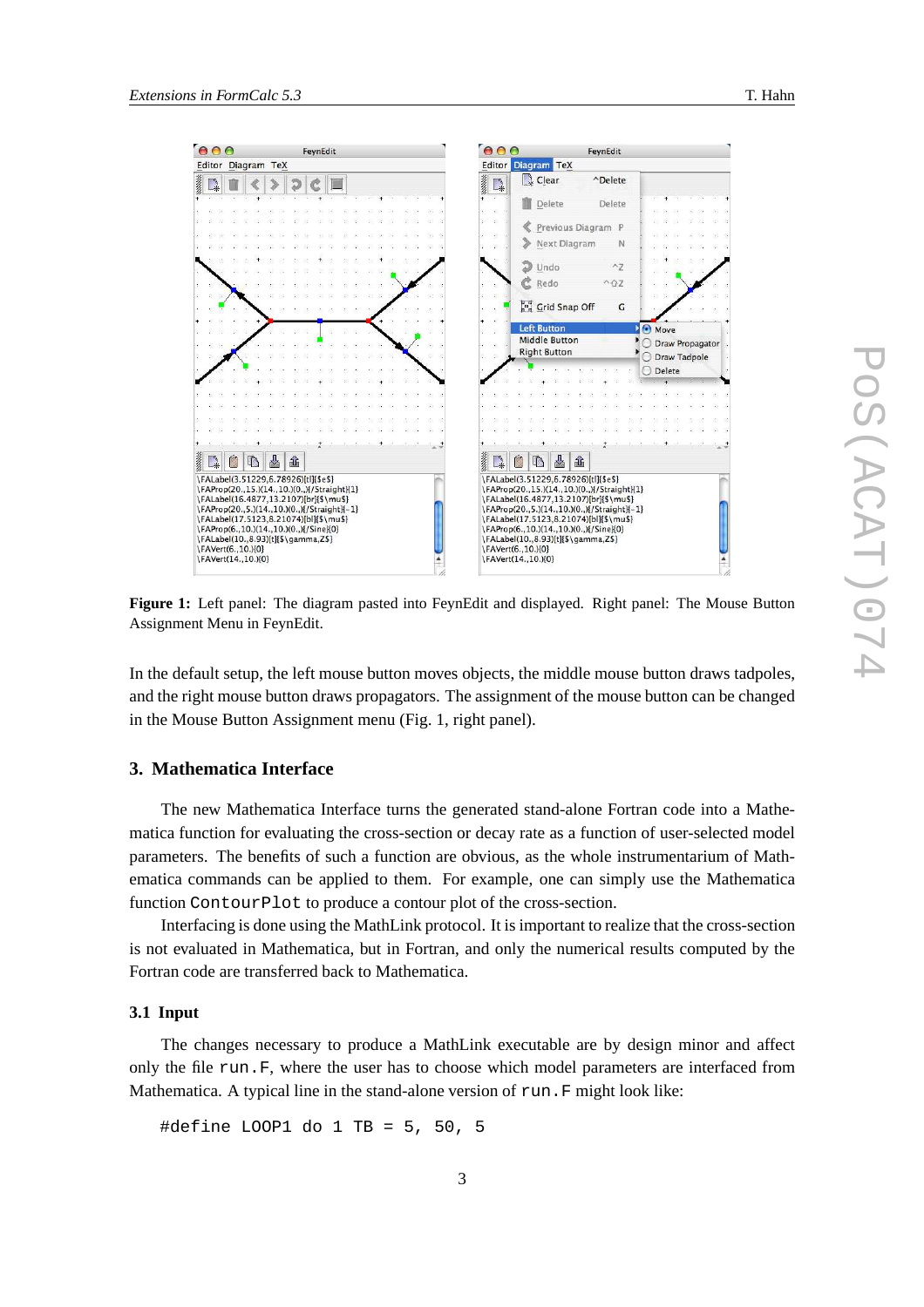**Figure 1:** Left panel: The diagram pasted into FeynEdit and displayed. Right panel: The Mouse Button Assignment Menu in FeynEdit.

In the default setup, the left mouse button moves objects, the middle mouse button draws tadpoles, and the right mouse button draws propagators. The assignment of the mouse button can be changed in the Mouse Button Assignment menu (Fig. 1, right panel).

## 3. Mathematica Interface

The new Mathematica Interface turns the generated stand-alone Fortran code into a Mathematica function for evaluating the cross-section or decay rate as a function of user-selected model parameters. The benefits of such a function are obvious, as the whole instrumentarium of Mathematica commands can be applied to them. For example, one can simply use the Mathematica function `ContourPlot` to produce a contour plot of the cross-section.

Interfacing is done using the MathLink protocol. It is important to realize that the cross-section is not evaluated in Mathematica, but in Fortran, and only the numerical results computed by the Fortran code are transferred back to Mathematica.

### 3.1 Input

The changes necessary to produce a MathLink executable are by design minor and affect only the file `run.F`, where the user has to choose which model parameters are interfaced from Mathematica. A typical line in the stand-alone version of `run.F` might look like:

```
#define LOOP1 do 1 TB = 5, 50, 5
```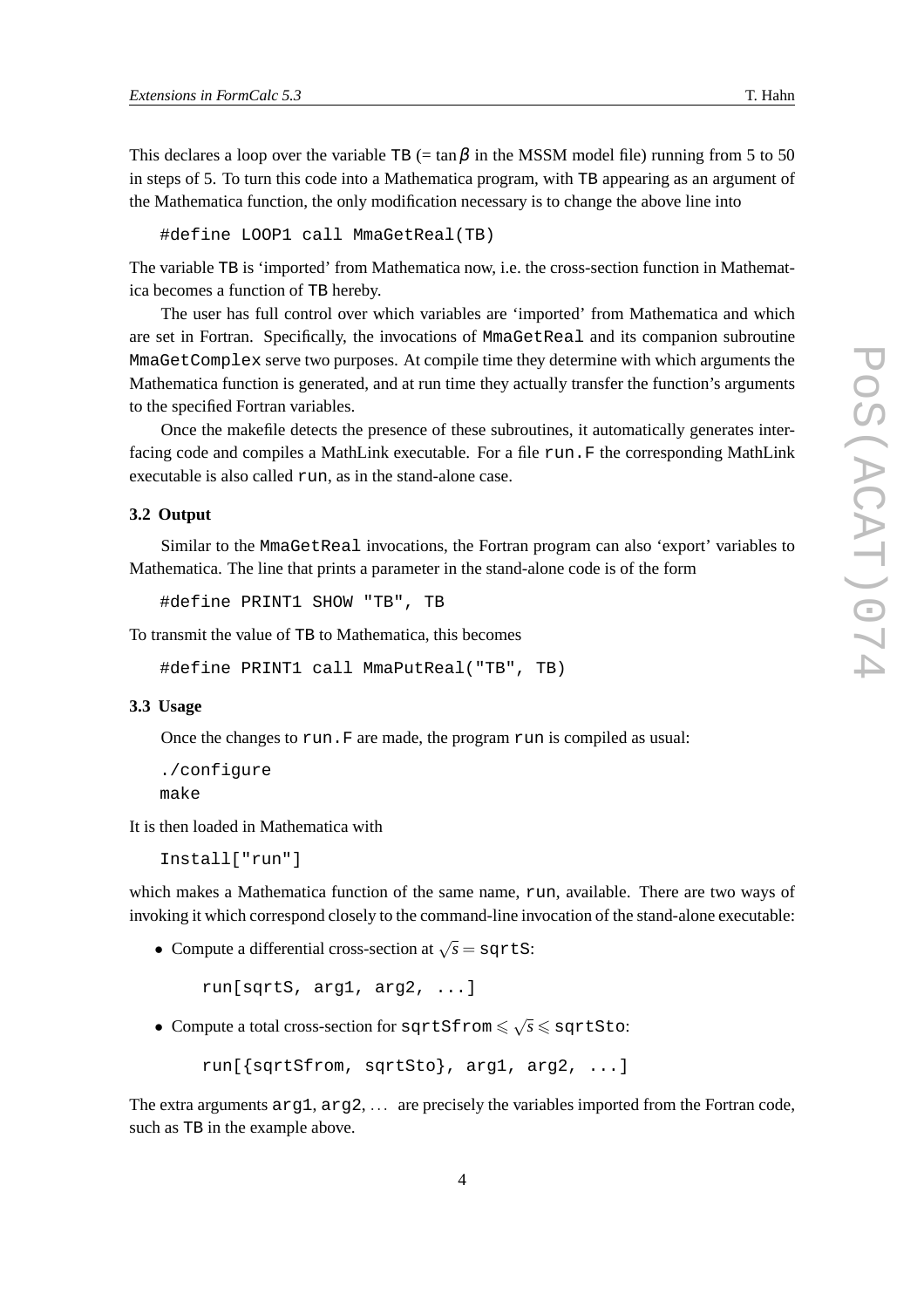This declares a loop over the variable TB (= $\tan\beta$ in the MSSM model file) running from 5 to 50 in steps of 5. To turn this code into a Mathematica program, with TB appearing as an argument of the Mathematica function, the only modification necessary is to change the above line into

```
#define LOOP1 call MmaGetReal(TB)
```

The variable TB is 'imported' from Mathematica now, i.e. the cross-section function in Mathematica becomes a function of TB hereby.

The user has full control over which variables are 'imported' from Mathematica and which are set in Fortran. Specifically, the invocations of MmaGetReal and its companion subroutine MmaGetComplex serve two purposes. At compile time they determine with which arguments the Mathematica function is generated, and at run time they actually transfer the function's arguments to the specified Fortran variables.

Once the makefile detects the presence of these subroutines, it automatically generates interfacing code and compiles a MathLink executable. For a file run.F the corresponding MathLink executable is also called run, as in the stand-alone case.

### 3.2 Output

Similar to the MmaGetReal invocations, the Fortran program can also 'export' variables to Mathematica. The line that prints a parameter in the stand-alone code is of the form

```
#define PRINT1 SHOW "TB", TB
```

To transmit the value of TB to Mathematica, this becomes

```
#define PRINT1 call MmaPutReal("TB", TB)
```

### 3.3 Usage

Once the changes to run.F are made, the program run is compiled as usual:

```
./configure
make
```

It is then loaded in Mathematica with

```
Install["run"]
```

which makes a Mathematica function of the same name, run, available. There are two ways of invoking it which correspond closely to the command-line invocation of the stand-alone executable:

- Compute a differential cross-section at $\sqrt{s} =$ sqrtS:

  ```
  run[sqrtS, arg1, arg2, ...]
  ```

- Compute a total cross-section for sqrtSfrom $\leqslant \sqrt{s} \leqslant$ sqrtSto:

  ```
  run[{sqrtSfrom, sqrtSto}, arg1, arg2, ...]
  ```

The extra arguments arg1, arg2, ... are precisely the variables imported from the Fortran code, such as TB in the example above.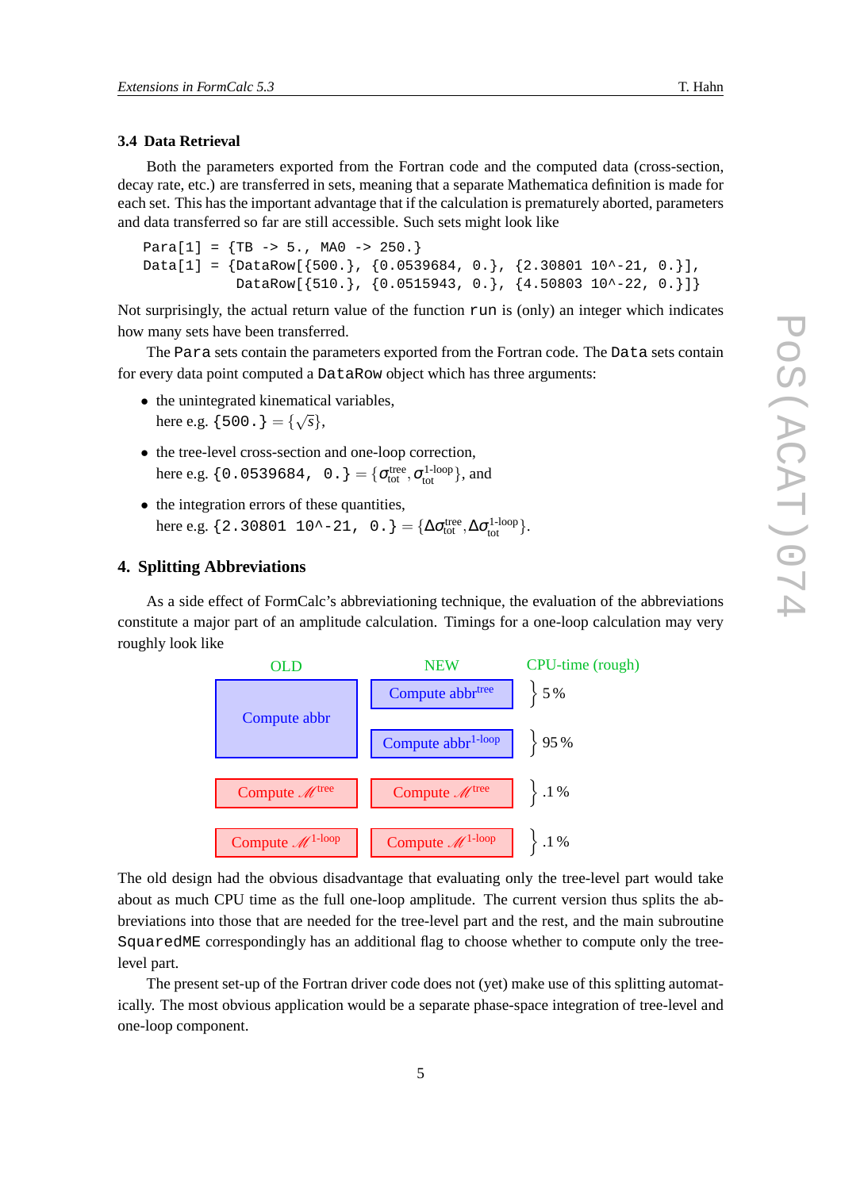### 3.4 Data Retrieval

Both the parameters exported from the Fortran code and the computed data (cross-section, decay rate, etc.) are transferred in sets, meaning that a separate Mathematica definition is made for each set. This has the important advantage that if the calculation is prematurely aborted, parameters and data transferred so far are still accessible. Such sets might look like

```
Para[1] = {TB -> 5., MA0 -> 250.}
Data[1] = {DataRow[{500.}, {0.0539684, 0.}, {2.30801 10^-21, 0.}],
           DataRow[{510.}, {0.0515943, 0.}, {4.50803 10^-22, 0.}]}
```

Not surprisingly, the actual return value of the function `run` is (only) an integer which indicates how many sets have been transferred.

The `Para` sets contain the parameters exported from the Fortran code. The `Data` sets contain for every data point computed a `DataRow` object which has three arguments:

- the unintegrated kinematical variables, here e.g. `{500.}` $= \{\sqrt{s}\}$,
- the tree-level cross-section and one-loop correction, here e.g. `{0.0539684, 0.}` $= \{\sigma_{\text{tot}}^{\text{tree}}, \sigma_{\text{tot}}^{\text{1-loop}}\}$, and
- the integration errors of these quantities, here e.g. `{2.30801 10^-21, 0.}` $= \{\Delta\sigma_{\text{tot}}^{\text{tree}}, \Delta\sigma_{\text{tot}}^{\text{1-loop}}\}$.

## 4. Splitting Abbreviations

As a side effect of FormCalc's abbreviationing technique, the evaluation of the abbreviations constitute a major part of an amplitude calculation. Timings for a one-loop calculation may very roughly look like

| OLD | NEW | CPU-time (rough) |
|---|---|---|
| Compute abbr | Compute abbr$^{\text{tree}}$ | 5 % |
| | Compute abbr$^{\text{1-loop}}$ | 95 % |
| Compute $\mathcal{M}^{\text{tree}}$ | Compute $\mathcal{M}^{\text{tree}}$ | .1 % |
| Compute $\mathcal{M}^{\text{1-loop}}$ | Compute $\mathcal{M}^{\text{1-loop}}$ | .1 % |

The old design had the obvious disadvantage that evaluating only the tree-level part would take about as much CPU time as the full one-loop amplitude. The current version thus splits the abbreviations into those that are needed for the tree-level part and the rest, and the main subroutine `SquaredME` correspondingly has an additional flag to choose whether to compute only the tree-level part.

The present set-up of the Fortran driver code does not (yet) make use of this splitting automatically. The most obvious application would be a separate phase-space integration of tree-level and one-loop component.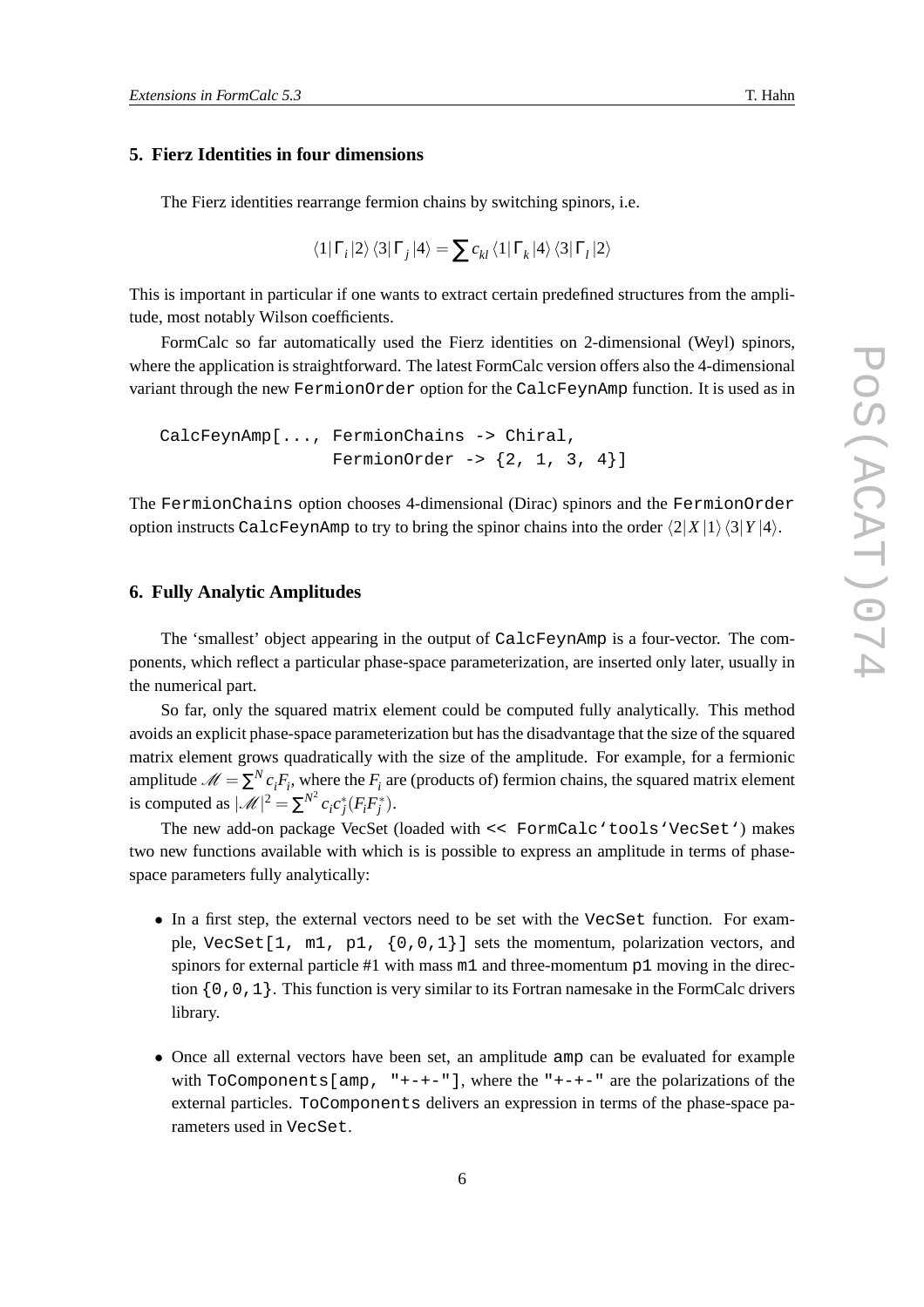## 5. Fierz Identities in four dimensions

The Fierz identities rearrange fermion chains by switching spinors, i.e.

$$\langle 1|\Gamma_i|2\rangle\,\langle 3|\Gamma_j|4\rangle = \sum c_{kl}\,\langle 1|\Gamma_k|4\rangle\,\langle 3|\Gamma_l|2\rangle$$

This is important in particular if one wants to extract certain predefined structures from the amplitude, most notably Wilson coefficients.

FormCalc so far automatically used the Fierz identities on 2-dimensional (Weyl) spinors, where the application is straightforward. The latest FormCalc version offers also the 4-dimensional variant through the new `FermionOrder` option for the `CalcFeynAmp` function. It is used as in

```
CalcFeynAmp[..., FermionChains -> Chiral,
                 FermionOrder -> {2, 1, 3, 4}]
```

The `FermionChains` option chooses 4-dimensional (Dirac) spinors and the `FermionOrder` option instructs `CalcFeynAmp` to try to bring the spinor chains into the order $\langle 2|X|1\rangle\,\langle 3|Y|4\rangle$.

## 6. Fully Analytic Amplitudes

The 'smallest' object appearing in the output of `CalcFeynAmp` is a four-vector. The components, which reflect a particular phase-space parameterization, are inserted only later, usually in the numerical part.

So far, only the squared matrix element could be computed fully analytically. This method avoids an explicit phase-space parameterization but has the disadvantage that the size of the squared matrix element grows quadratically with the size of the amplitude. For example, for a fermionic amplitude $\mathscr{M} = \sum^N c_i F_i$, where the $F_i$ are (products of) fermion chains, the squared matrix element is computed as $|\mathscr{M}|^2 = \sum^{N^2} c_i c_j^* (F_i F_j^*)$.

The new add-on package VecSet (loaded with `<< FormCalc'tools'VecSet'`) makes two new functions available with which is is possible to express an amplitude in terms of phase-space parameters fully analytically:

- In a first step, the external vectors need to be set with the `VecSet` function. For example, `VecSet[1, m1, p1, {0,0,1}]` sets the momentum, polarization vectors, and spinors for external particle #1 with mass `m1` and three-momentum `p1` moving in the direction `{0,0,1}`. This function is very similar to its Fortran namesake in the FormCalc drivers library.

- Once all external vectors have been set, an amplitude `amp` can be evaluated for example with `ToComponents[amp, "+-+-"]`, where the `"+-+-"` are the polarizations of the external particles. `ToComponents` delivers an expression in terms of the phase-space parameters used in `VecSet`.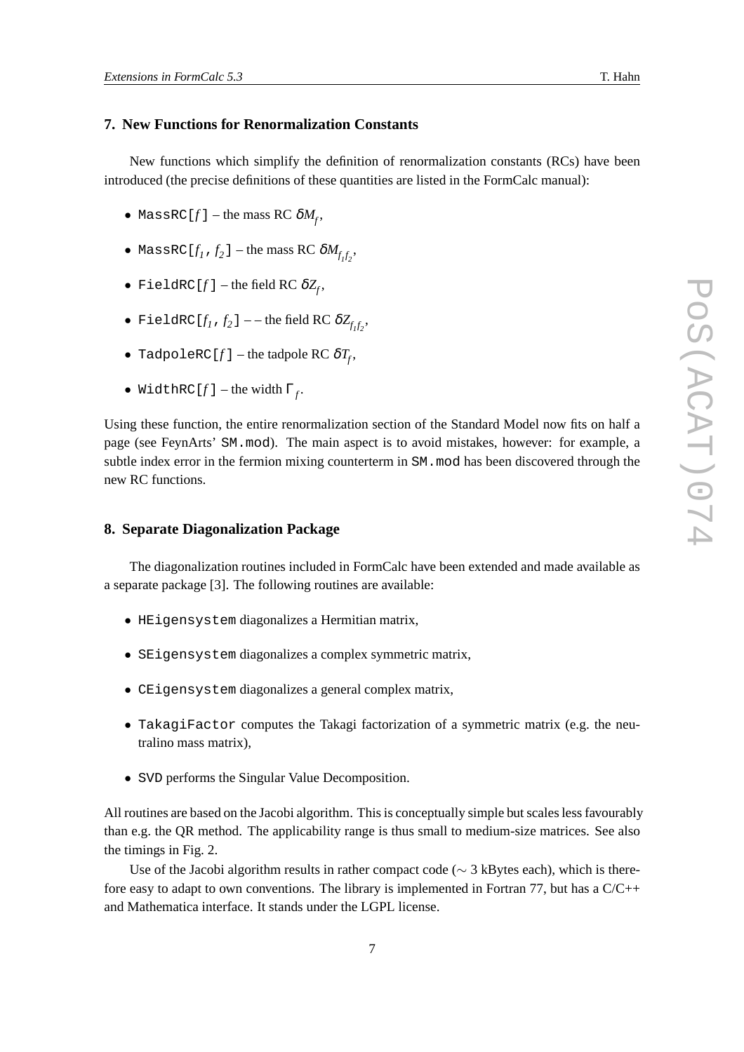## 7. New Functions for Renormalization Constants

New functions which simplify the definition of renormalization constants (RCs) have been introduced (the precise definitions of these quantities are listed in the FormCalc manual):

- `MassRC[`$f$`]` – the mass RC $\delta M_f$,
- `MassRC[`$f_1$`, `$f_2$`]` – the mass RC $\delta M_{f_1 f_2}$,
- `FieldRC[`$f$`]` – the field RC $\delta Z_f$,
- `FieldRC[`$f_1$`, `$f_2$`]` – – the field RC $\delta Z_{f_1 f_2}$,
- `TadpoleRC[`$f$`]` – the tadpole RC $\delta T_f$,
- `WidthRC[`$f$`]` – the width $\Gamma_f$.

Using these function, the entire renormalization section of the Standard Model now fits on half a page (see FeynArts' `SM.mod`). The main aspect is to avoid mistakes, however: for example, a subtle index error in the fermion mixing counterterm in `SM.mod` has been discovered through the new RC functions.

## 8. Separate Diagonalization Package

The diagonalization routines included in FormCalc have been extended and made available as a separate package [3]. The following routines are available:

- `HEigensystem` diagonalizes a Hermitian matrix,
- `SEigensystem` diagonalizes a complex symmetric matrix,
- `CEigensystem` diagonalizes a general complex matrix,
- `TakagiFactor` computes the Takagi factorization of a symmetric matrix (e.g. the neutralino mass matrix),
- `SVD` performs the Singular Value Decomposition.

All routines are based on the Jacobi algorithm. This is conceptually simple but scales less favourably than e.g. the QR method. The applicability range is thus small to medium-size matrices. See also the timings in Fig. 2.

Use of the Jacobi algorithm results in rather compact code ($\sim$ 3 kBytes each), which is therefore easy to adapt to own conventions. The library is implemented in Fortran 77, but has a C/C++ and Mathematica interface. It stands under the LGPL license.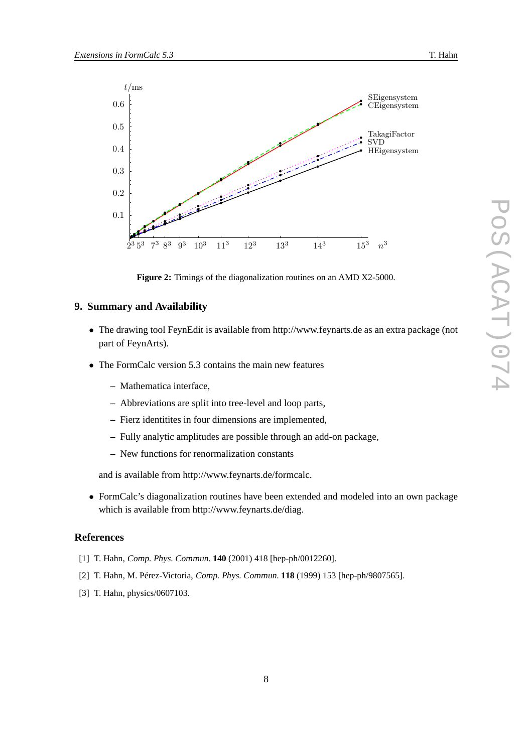$t/\text{ms}$

0.6
0.5
0.4
0.3
0.2
0.1

$2^3$ $5^3$ $7^3$ $8^3$ $9^3$ $10^3$ $11^3$ $12^3$ $13^3$ $14^3$ $15^3$ $n^3$

SEigensystem
CEigensystem
TakagiFactor
SVD
HEigensystem

**Figure 2:** Timings of the diagonalization routines on an AMD X2-5000.

## 9. Summary and Availability

- The drawing tool FeynEdit is available from http://www.feynarts.de as an extra package (not part of FeynArts).
- The FormCalc version 5.3 contains the main new features
  - Mathematica interface,
  - Abbreviations are split into tree-level and loop parts,
  - Fierz identitites in four dimensions are implemented,
  - Fully analytic amplitudes are possible through an add-on package,
  - New functions for renormalization constants

  and is available from http://www.feynarts.de/formcalc.
- FormCalc's diagonalization routines have been extended and modeled into an own package which is available from http://www.feynarts.de/diag.

## References

[1] T. Hahn, *Comp. Phys. Commun.* **140** (2001) 418 [hep-ph/0012260].

[2] T. Hahn, M. Pérez-Victoria, *Comp. Phys. Commun.* **118** (1999) 153 [hep-ph/9807565].

[3] T. Hahn, physics/0607103.